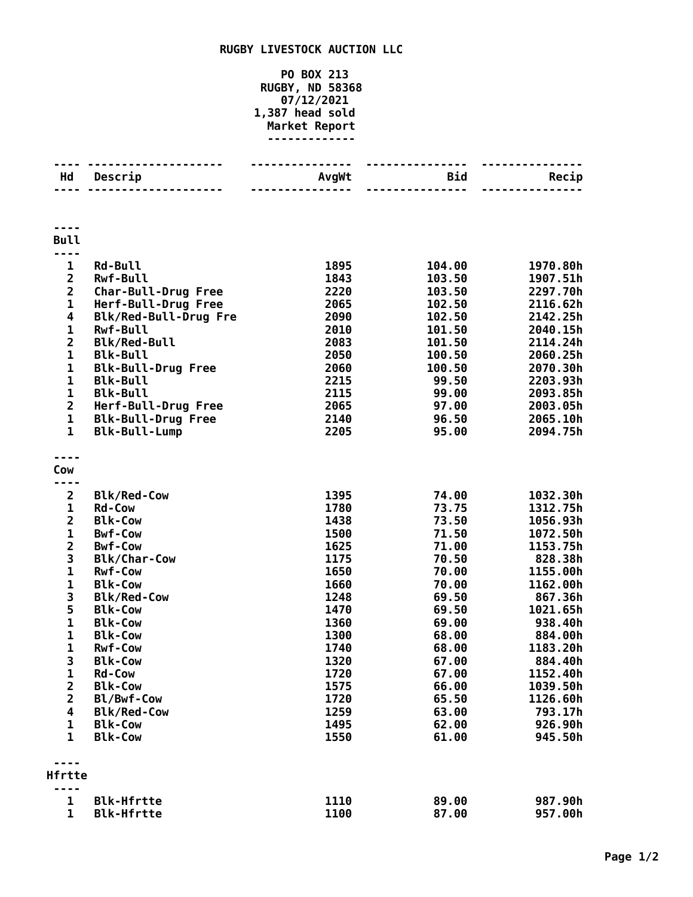**RUGBY LIVESTOCK AUCTION LLC**

**PO BOX 213**
**RUGBY, ND 58368**
**07/12/2021**
**1,387 head sold**
**Market Report**

| Hd | Descrip | AvgWt | Bid | Recip |
|---|---|---|---|---|
| **Bull** | | | | |
| 1 | Rd-Bull | 1895 | 104.00 | 1970.80h |
| 2 | Rwf-Bull | 1843 | 103.50 | 1907.51h |
| 2 | Char-Bull-Drug Free | 2220 | 103.50 | 2297.70h |
| 1 | Herf-Bull-Drug Free | 2065 | 102.50 | 2116.62h |
| 4 | Blk/Red-Bull-Drug Fre | 2090 | 102.50 | 2142.25h |
| 1 | Rwf-Bull | 2010 | 101.50 | 2040.15h |
| 2 | Blk/Red-Bull | 2083 | 101.50 | 2114.24h |
| 1 | Blk-Bull | 2050 | 100.50 | 2060.25h |
| 1 | Blk-Bull-Drug Free | 2060 | 100.50 | 2070.30h |
| 1 | Blk-Bull | 2215 | 99.50 | 2203.93h |
| 1 | Blk-Bull | 2115 | 99.00 | 2093.85h |
| 2 | Herf-Bull-Drug Free | 2065 | 97.00 | 2003.05h |
| 1 | Blk-Bull-Drug Free | 2140 | 96.50 | 2065.10h |
| 1 | Blk-Bull-Lump | 2205 | 95.00 | 2094.75h |
| **Cow** | | | | |
| 2 | Blk/Red-Cow | 1395 | 74.00 | 1032.30h |
| 1 | Rd-Cow | 1780 | 73.75 | 1312.75h |
| 2 | Blk-Cow | 1438 | 73.50 | 1056.93h |
| 1 | Bwf-Cow | 1500 | 71.50 | 1072.50h |
| 2 | Bwf-Cow | 1625 | 71.00 | 1153.75h |
| 3 | Blk/Char-Cow | 1175 | 70.50 | 828.38h |
| 1 | Rwf-Cow | 1650 | 70.00 | 1155.00h |
| 1 | Blk-Cow | 1660 | 70.00 | 1162.00h |
| 3 | Blk/Red-Cow | 1248 | 69.50 | 867.36h |
| 5 | Blk-Cow | 1470 | 69.50 | 1021.65h |
| 1 | Blk-Cow | 1360 | 69.00 | 938.40h |
| 1 | Blk-Cow | 1300 | 68.00 | 884.00h |
| 1 | Rwf-Cow | 1740 | 68.00 | 1183.20h |
| 3 | Blk-Cow | 1320 | 67.00 | 884.40h |
| 1 | Rd-Cow | 1720 | 67.00 | 1152.40h |
| 2 | Blk-Cow | 1575 | 66.00 | 1039.50h |
| 2 | Bl/Bwf-Cow | 1720 | 65.50 | 1126.60h |
| 4 | Blk/Red-Cow | 1259 | 63.00 | 793.17h |
| 1 | Blk-Cow | 1495 | 62.00 | 926.90h |
| 1 | Blk-Cow | 1550 | 61.00 | 945.50h |
| **Hfrtte** | | | | |
| 1 | Blk-Hfrtte | 1110 | 89.00 | 987.90h |
| 1 | Blk-Hfrtte | 1100 | 87.00 | 957.00h |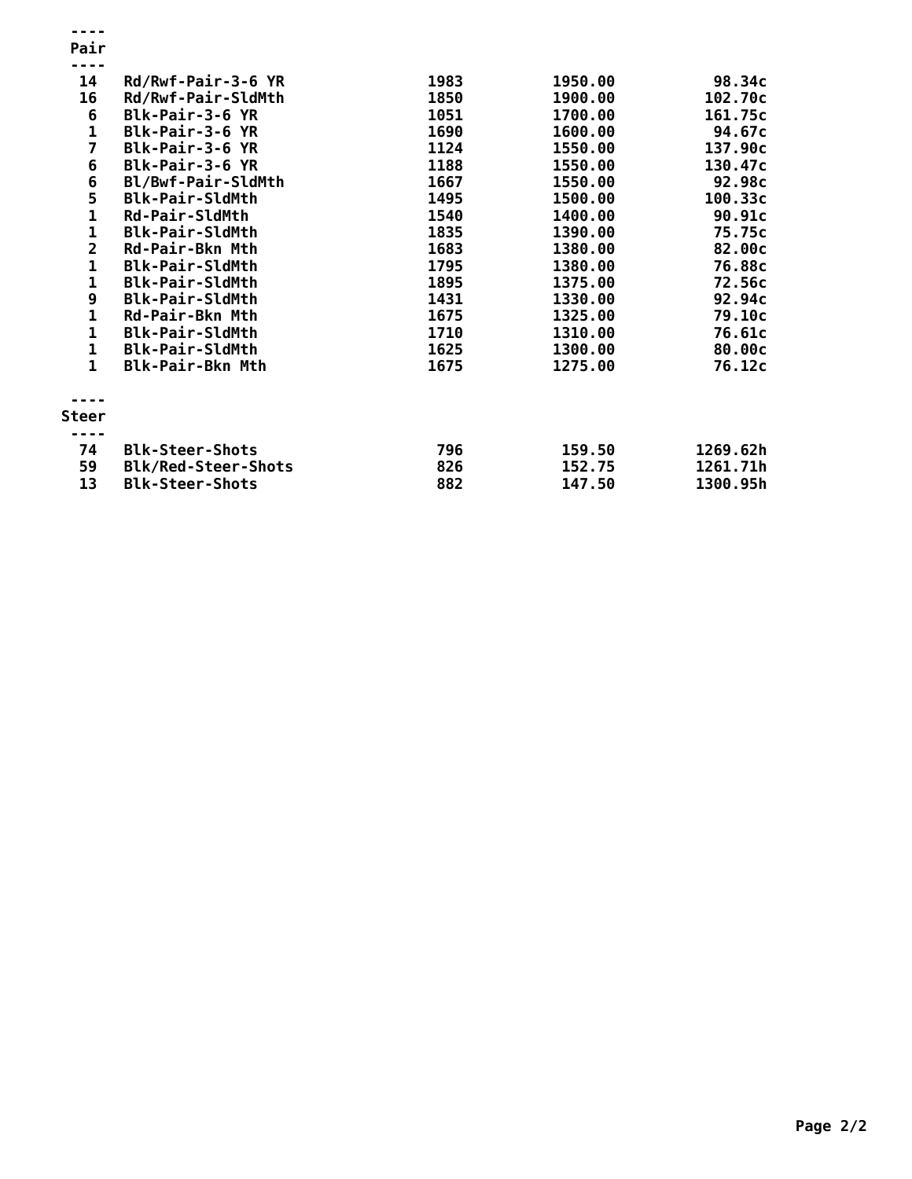## Pair

| | | | | |
|---|---|---|---|---|
| 14 | Rd/Rwf-Pair-3-6 YR | 1983 | 1950.00 | 98.34c |
| 16 | Rd/Rwf-Pair-SldMth | 1850 | 1900.00 | 102.70c |
| 6 | Blk-Pair-3-6 YR | 1051 | 1700.00 | 161.75c |
| 1 | Blk-Pair-3-6 YR | 1690 | 1600.00 | 94.67c |
| 7 | Blk-Pair-3-6 YR | 1124 | 1550.00 | 137.90c |
| 6 | Blk-Pair-3-6 YR | 1188 | 1550.00 | 130.47c |
| 6 | Bl/Bwf-Pair-SldMth | 1667 | 1550.00 | 92.98c |
| 5 | Blk-Pair-SldMth | 1495 | 1500.00 | 100.33c |
| 1 | Rd-Pair-SldMth | 1540 | 1400.00 | 90.91c |
| 1 | Blk-Pair-SldMth | 1835 | 1390.00 | 75.75c |
| 2 | Rd-Pair-Bkn Mth | 1683 | 1380.00 | 82.00c |
| 1 | Blk-Pair-SldMth | 1795 | 1380.00 | 76.88c |
| 1 | Blk-Pair-SldMth | 1895 | 1375.00 | 72.56c |
| 9 | Blk-Pair-SldMth | 1431 | 1330.00 | 92.94c |
| 1 | Rd-Pair-Bkn Mth | 1675 | 1325.00 | 79.10c |
| 1 | Blk-Pair-SldMth | 1710 | 1310.00 | 76.61c |
| 1 | Blk-Pair-SldMth | 1625 | 1300.00 | 80.00c |
| 1 | Blk-Pair-Bkn Mth | 1675 | 1275.00 | 76.12c |

## Steer

| | | | | |
|---|---|---|---|---|
| 74 | Blk-Steer-Shots | 796 | 159.50 | 1269.62h |
| 59 | Blk/Red-Steer-Shots | 826 | 152.75 | 1261.71h |
| 13 | Blk-Steer-Shots | 882 | 147.50 | 1300.95h |